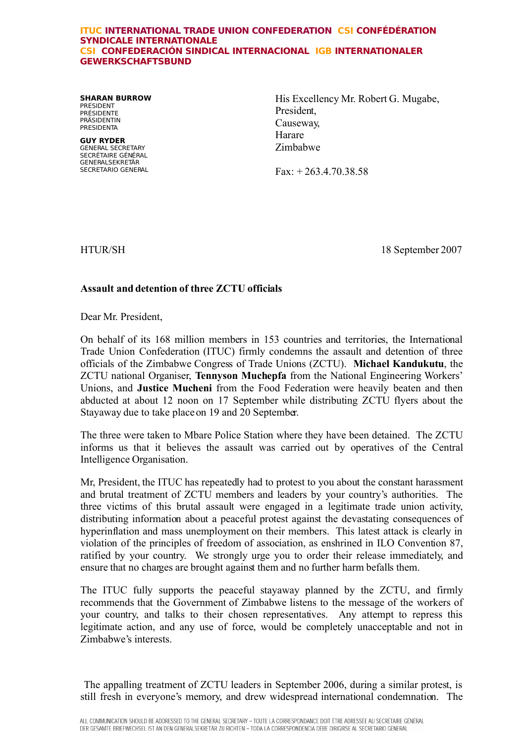**ITUC INTERNATIONAL TRADE UNION CONFEDERATION CSI CONFÉDÉRATION SYNDICALE INTERNATIONALE**
**CSI CONFEDERACIÓN SINDICAL INTERNACIONAL IGB INTERNATIONALER GEWERKSCHAFTSBUND**

**SHARAN BURROW**
PRESIDENT
PRÉSIDENTE
PRÄSIDENTIN
PRESIDENTA

**GUY RYDER**
GENERAL SECRETARY
SECRÉTAIRE GÉNÉRAL
GENERALSEKRETÄR
SECRETARIO GENERAL

His Excellency Mr. Robert G. Mugabe,
President,
Causeway,
Harare
Zimbabwe

Fax: + 263.4.70.38.58

HTUR/SH

18 September 2007

**Assault and detention of three ZCTU officials**

Dear Mr. President,

On behalf of its 168 million members in 153 countries and territories, the International Trade Union Confederation (ITUC) firmly condemns the assault and detention of three officials of the Zimbabwe Congress of Trade Unions (ZCTU). **Michael Kandukutu**, the ZCTU national Organiser, **Tennyson Muchepfa** from the National Engineering Workers' Unions, and **Justice Mucheni** from the Food Federation were heavily beaten and then abducted at about 12 noon on 17 September while distributing ZCTU flyers about the Stayaway due to take place on 19 and 20 September.

The three were taken to Mbare Police Station where they have been detained. The ZCTU informs us that it believes the assault was carried out by operatives of the Central Intelligence Organisation.

Mr, President, the ITUC has repeatedly had to protest to you about the constant harassment and brutal treatment of ZCTU members and leaders by your country's authorities. The three victims of this brutal assault were engaged in a legitimate trade union activity, distributing information about a peaceful protest against the devastating consequences of hyperinflation and mass unemployment on their members. This latest attack is clearly in violation of the principles of freedom of association, as enshrined in ILO Convention 87, ratified by your country. We strongly urge you to order their release immediately, and ensure that no charges are brought against them and no further harm befalls them.

The ITUC fully supports the peaceful stayaway planned by the ZCTU, and firmly recommends that the Government of Zimbabwe listens to the message of the workers of your country, and talks to their chosen representatives. Any attempt to repress this legitimate action, and any use of force, would be completely unacceptable and not in Zimbabwe's interests.

The appalling treatment of ZCTU leaders in September 2006, during a similar protest, is still fresh in everyone's memory, and drew widespread international condemnation. The

ALL COMMUNICATION SHOULD BE ADDRESSED TO THE GENERAL SECRETARY -- TOUTE LA CORRESPONDANCE DOIT ÊTRE ADRESSÉE AU SECRÉTAIRE GÉNÉRAL
DER GESAMTE BRIEFWECHSEL IST AN DEN GENERALSEKRETÄR ZU RICHTEN -- TODA LA CORRESPONDENCIA DEBE DIRIGIRSE AL SECRETARIO GENERAL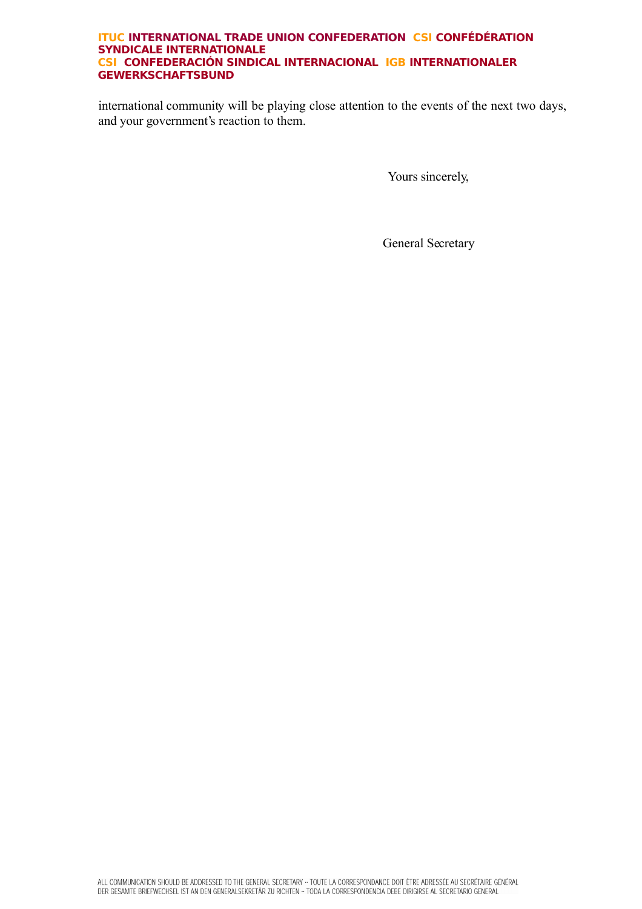international community will be playing close attention to the events of the next two days, and your government's reaction to them.

Yours sincerely,

General Secretary